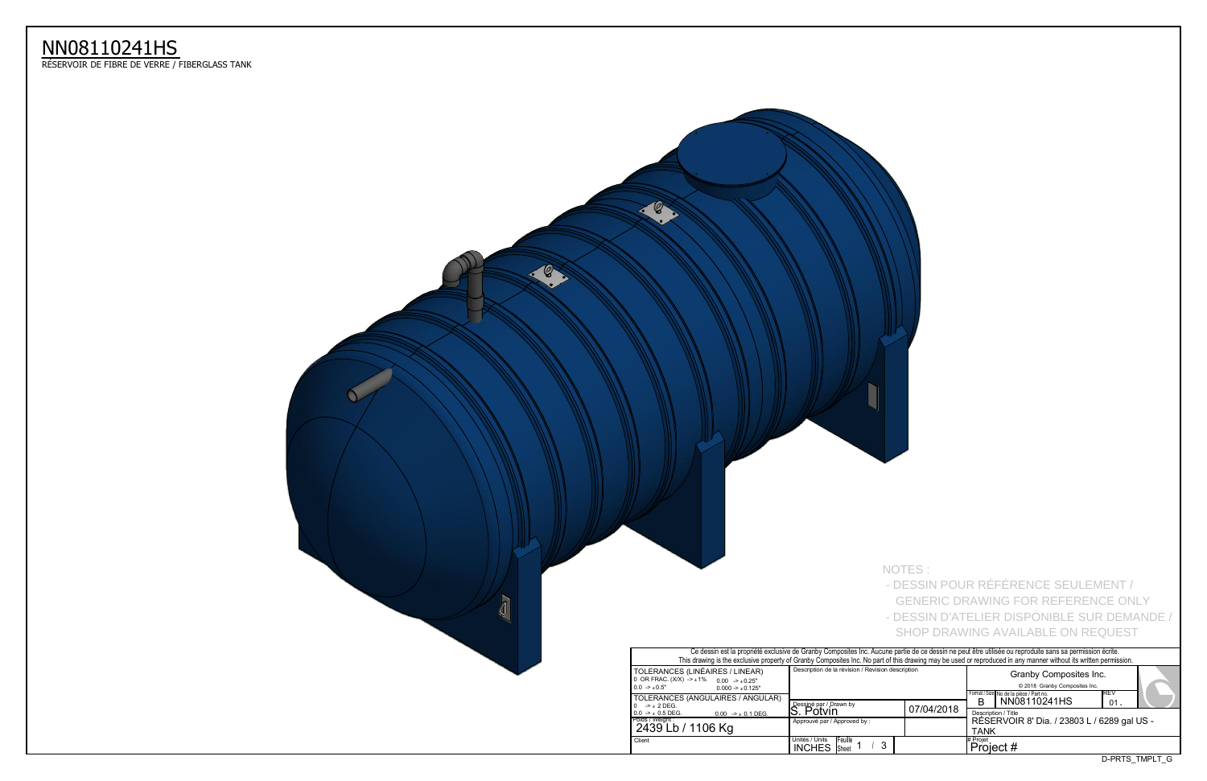# NN08110241HS

RÉSERVOIR DE FIBRE DE VERRE / FIBERGLASS TANK

NOTES :

- DESSIN POUR RÉFÉRENCE SEULEMENT / GENERIC DRAWING FOR REFERENCE ONLY
- DESSIN D'ATELIER DISPONIBLE SUR DEMANDE / SHOP DRAWING AVAILABLE ON REQUEST

Ce dessin est la propriété exclusive de Granby Composites Inc. Aucune partie de ce dessin ne peut être utilisée ou reproduite sans sa permission écrite.
This drawing is the exclusive property of Granby Composites Inc. No part of this drawing may be used or reproduced in any manner without its written permission.

| | | | |
|---|---|---|---|
| TOLERANCES (LINÉAIRES / LINEAR)<br>0 OR FRAC. (X/X) -> ± 1% 0.00 -> ± 0.25"<br>0.0 -> ± 0.5" 0.000 -> ± 0.125" | Description de la révision / Revision description | | Granby Composites Inc.<br>© 2018 Granby Composites Inc. |
| TOLERANCES (ANGULAIRES / ANGULAR)<br>0 -> ± 2 DEG.<br>0.0 -> ± 0.5 DEG. 0.00 -> ± 0.1 DEG. | Dessiné par / Drawn by<br>S. Potvin | 07/04/2018 | Format / Size: B<br>No de la pièce / Part no.: NN08110241HS<br>REV: 01. |
| Poids / Weight :<br>2439 Lb / 1106 Kg | Approuvé par / Approved by : | | Description / Title<br>RÉSERVOIR 8' Dia. / 23803 L / 6289 gal US - TANK |
| Client | Unités / Units: INCHES<br>Feuille / Sheet: 1 / 3 | | # Projet<br>Project # |

D-PRTS_TMPLT_G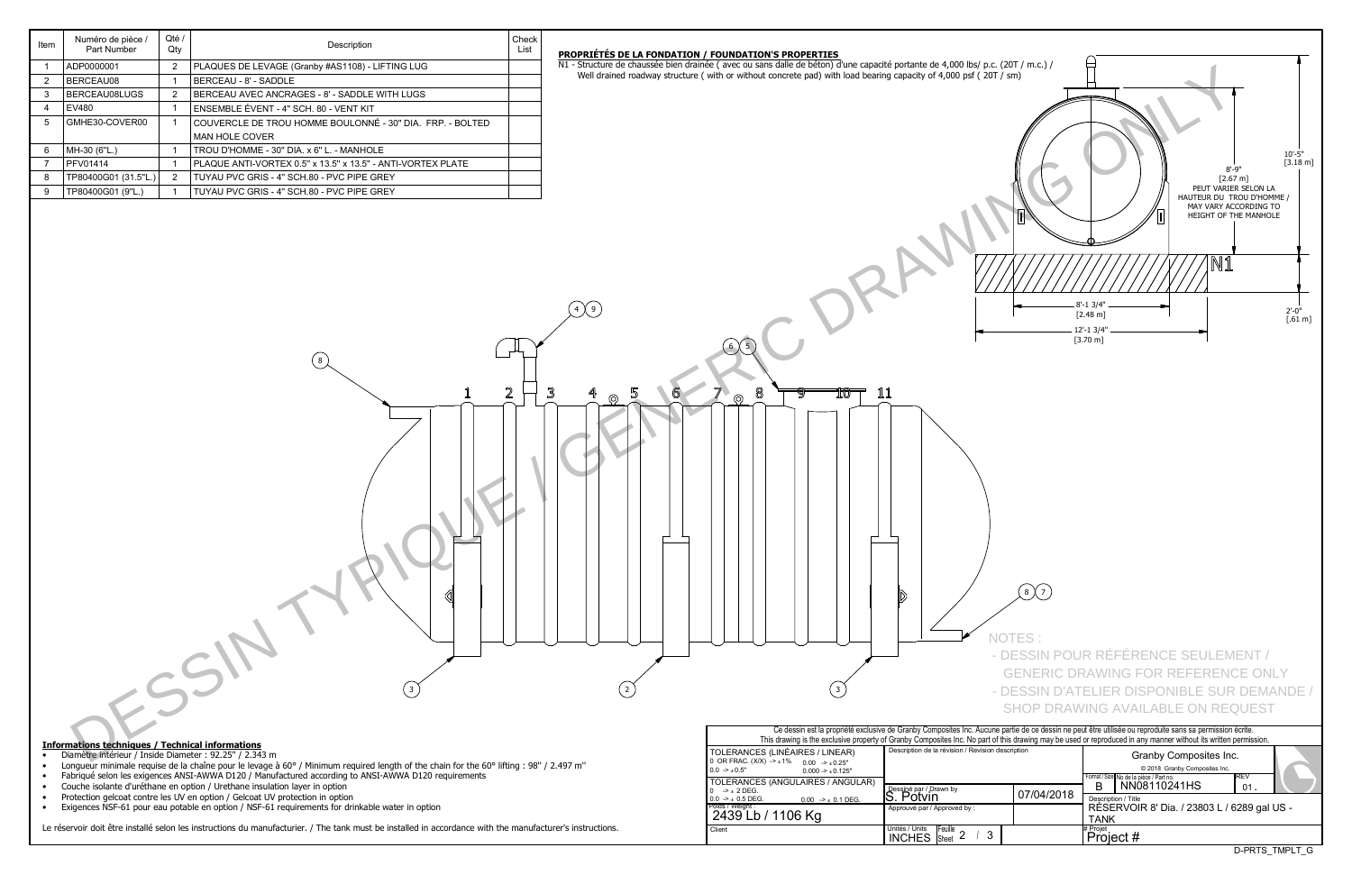| Item | Numéro de pièce / Part Number | Qté / Qty | Description | Check List |
|---|---|---|---|---|
| 1 | ADP0000001 | 2 | PLAQUES DE LEVAGE (Granby #AS1108) - LIFTING LUG | |
| 2 | BERCEAU08 | 1 | BERCEAU - 8' - SADDLE | |
| 3 | BERCEAU08LUGS | 2 | BERCEAU AVEC ANCRAGES - 8' - SADDLE WITH LUGS | |
| 4 | EV480 | 1 | ENSEMBLE ÉVENT - 4" SCH. 80 - VENT KIT | |
| 5 | GMHE30-COVER00 | 1 | COUVERCLE DE TROU HOMME BOULONNÉ - 30" DIA. FRP. - BOLTED MAN HOLE COVER | |
| 6 | MH-30 (6"L.) | 1 | TROU D'HOMME - 30" DIA. x 6" L. - MANHOLE | |
| 7 | PFV01414 | 1 | PLAQUE ANTI-VORTEX 0.5" x 13.5" x 13.5" - ANTI-VORTEX PLATE | |
| 8 | TP80400G01 (31.5"L.) | 2 | TUYAU PVC GRIS - 4" SCH.80 - PVC PIPE GREY | |
| 9 | TP80400G01 (9"L.) | 1 | TUYAU PVC GRIS - 4" SCH.80 - PVC PIPE GREY | |

**PROPRIÉTÉS DE LA FONDATION / FOUNDATION'S PROPERTIES**

N1 - Structure de chaussée bien drainée ( avec ou sans dalle de béton) d'une capacité portante de 4,000 lbs/ p.c. (20T / m.c.) / Well drained roadway structure ( with or without concrete pad) with load bearing capacity of 4,000 psf ( 20T / sm)

8'-9" [2.67 m] PEUT VARIER SELON LA HAUTEUR DU TROU D'HOMME / MAY VARY ACCORDING TO HEIGHT OF THE MANHOLE

10'-5" [3.18 m]

2'-0" [.61 m]

8'-1 3/4" [2.48 m]

12'-1 3/4" [3.70 m]

DESSIN TYPIQUE / GENERIC DRAWING ONLY

NOTES :
- DESSIN POUR RÉFÉRENCE SEULEMENT / GENERIC DRAWING FOR REFERENCE ONLY
- DESSIN D'ATELIER DISPONIBLE SUR DEMANDE / SHOP DRAWING AVAILABLE ON REQUEST

**Informations techniques / Technical informations**

- Diamètre intérieur / Inside Diameter : 92.25" / 2.343 m
- Longueur minimale requise de la chaîne pour le levage à 60° / Minimum required length of the chain for the 60° lifting : 98" / 2.497 m"
- Fabriqué selon les exigences ANSI-AWWA D120 / Manufactured according to ANSI-AWWA D120 requirements
- Couche isolante d'uréthane en option / Urethane insulation layer in option
- Protection gelcoat contre les UV en option / Gelcoat UV protection in option
- Exigences NSF-61 pour eau potable en option / NSF-61 requirements for drinkable water in option

Le réservoir doit être installé selon les instructions du manufacturier. / The tank must be installed in accordance with the manufacturer's instructions.

Ce dessin est la propriété exclusive de Granby Composites Inc. Aucune partie de ce dessin ne peut être utilisée ou reproduite sans sa permission écrite.
This drawing is the exclusive property of Granby Composites Inc. No part of this drawing may be used or reproduced in any manner without its written permission.

| | | | |
|---|---|---|---|
| TOLERANCES (LINÉAIRES / LINEAR) 0 OR FRAC. (X/X) -> ± 1% 0.00 -> ± 0.25" 0.0 -> ± 0.5" 0.000 -> ± 0.125" | Description de la révision / Revision description | | Granby Composites Inc. © 2018 Granby Composites Inc. |
| TOLERANCES (ANGULAIRES / ANGULAR) 0 -> ± 2 DEG. 0.0 -> ± 0.5 DEG. 0.00 -> ± 0.1 DEG. | Dessiné par / Drawn by S. Potvin | 07/04/2018 | Format / Size: B — No de la pièce / Part no.: NN08110241HS — REV: 01 |
| Poids / Weight : 2439 Lb / 1106 Kg | Approuvé par / Approved by : | | Description / Title: RÉSERVOIR 8' Dia. / 23803 L / 6289 gal US - TANK |
| Client | Unités / Units: INCHES — Feuille / Sheet: 2 / 3 | | # Projet: Project # |

D-PRTS_TMPLT_G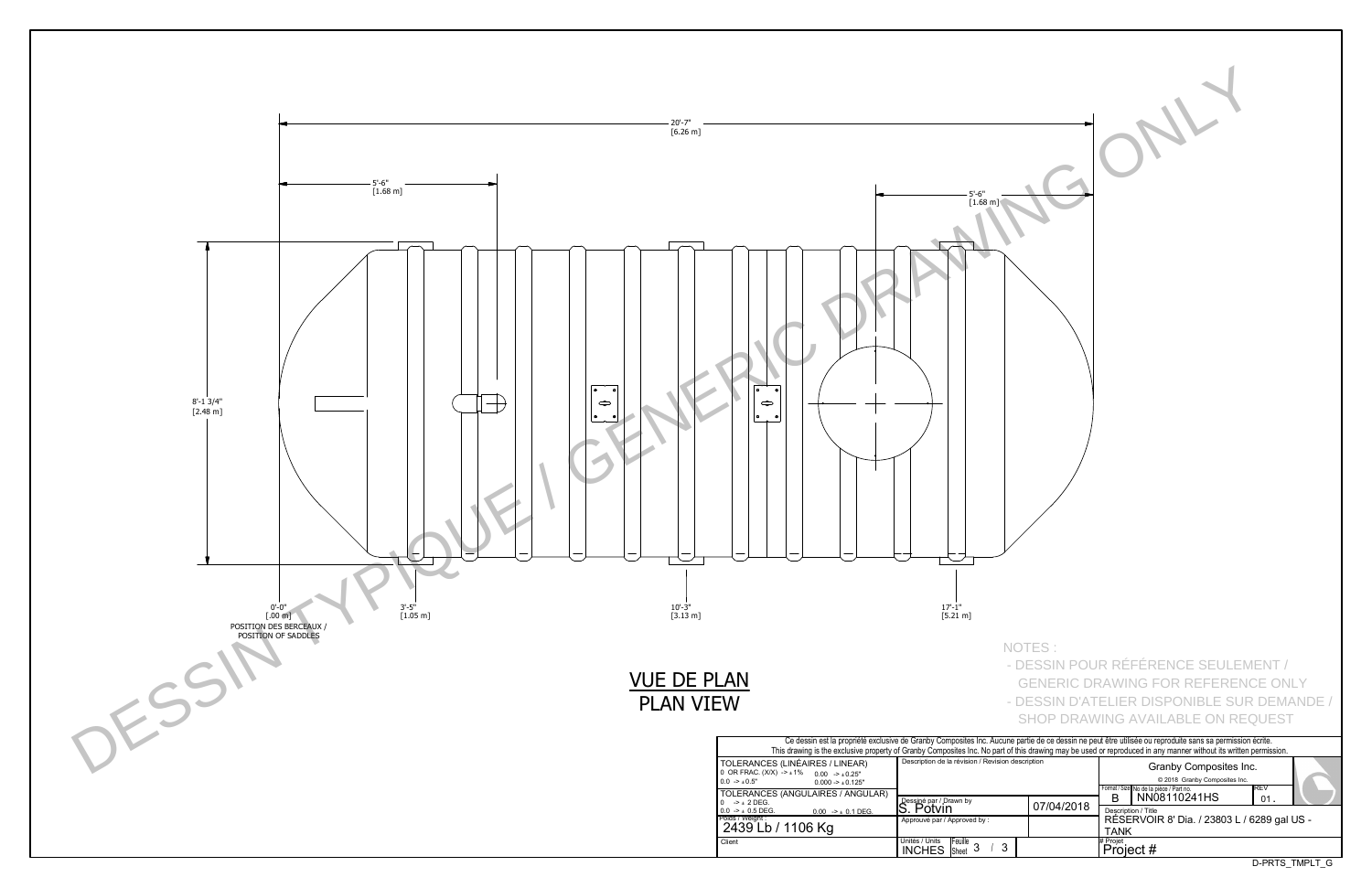20'-7" [6.26 m]

5'-6" [1.68 m]

5'-6" [1.68 m]

8'-1 3/4" [2.48 m]

0'-0" [.00 m]
POSITION DES BERCEAUX / POSITION OF SADDLES

3'-5" [1.05 m]

10'-3" [3.13 m]

17'-1" [5.21 m]

DESSIN TYPIQUE / GENERIC DRAWING ONLY

## VUE DE PLAN
## PLAN VIEW

NOTES :

- DESSIN POUR RÉFÉRENCE SEULEMENT / GENERIC DRAWING FOR REFERENCE ONLY
- DESSIN D'ATELIER DISPONIBLE SUR DEMANDE / SHOP DRAWING AVAILABLE ON REQUEST

Ce dessin est la propriété exclusive de Granby Composites Inc. Aucune partie de ce dessin ne peut être utilisée ou reproduite sans sa permission écrite.
This drawing is the exclusive property of Granby Composites Inc. No part of this drawing may be used or reproduced in any manner without its written permission.

| | | | |
|---|---|---|---|
| TOLERANCES (LINÉAIRES / LINEAR)<br>0 OR FRAC. (X/X) -> ± 1%   0.00 -> ± 0.25"<br>0.0 -> ± 0.5"   0.000 -> ± 0.125" | Description de la révision / Revision description | | Granby Composites Inc.<br>© 2018 Granby Composites Inc. |
| TOLERANCES (ANGULAIRES / ANGULAR)<br>0 -> ± 2 DEG.<br>0.0 -> ± 0.5 DEG.   0.00 -> ± 0.1 DEG. | Dessiné par / Drawn by<br>S. Potvin | 07/04/2018 | Format / Size: B<br>No de la pièce / Part no.: NN08110241HS<br>REV: 01. |
| Poids / Weight :<br>2439 Lb / 1106 Kg | Approuvé par / Approved by : | | Description / Title<br>RÉSERVOIR 8' Dia. / 23803 L / 6289 gal US - TANK |
| Client | Unités / Units: INCHES | Feuille / Sheet: 3 / 3 | # Projet<br>Project # |

D-PRTS_TMPLT_G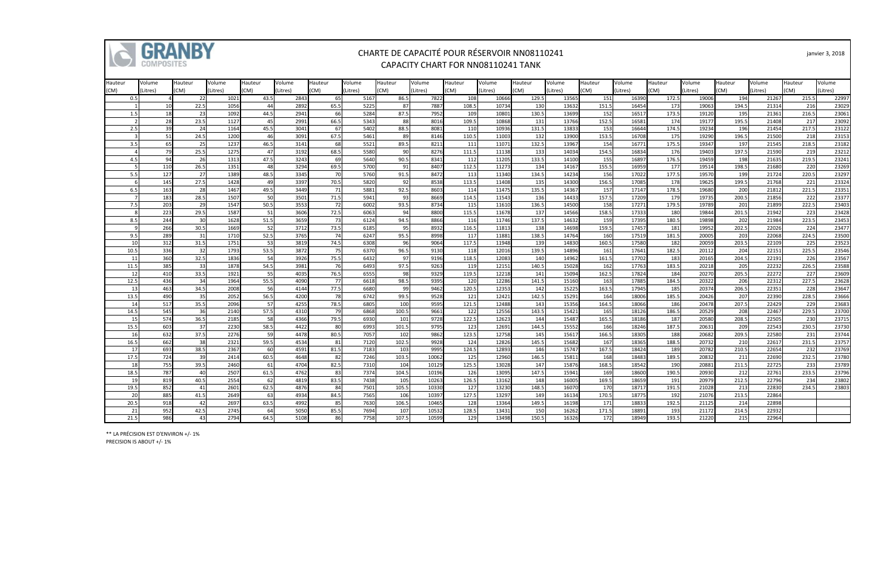GRANBY COMPOSITES

# CHARTE DE CAPACITÉ POUR RÉSERVOIR NN08110241
# CAPACITY CHART FOR NN08110241 TANK

janvier 3, 2018

| Hauteur (CM) | Volume (Litres) | Hauteur (CM) | Volume (Litres) | Hauteur (CM) | Volume (Litres) | Hauteur (CM) | Volume (Litres) | Hauteur (CM) | Volume (Litres) | Hauteur (CM) | Volume (Litres) | Hauteur (CM) | Volume (Litres) | Hauteur (CM) | Volume (Litres) | Hauteur (CM) | Volume (Litres) | Hauteur (CM) | Volume (Litres) | Hauteur (CM) | Volume (Litres) |
|---|---|---|---|---|---|---|---|---|---|---|---|---|---|---|---|---|---|---|---|---|---|
| 0.5 | 4 | 22 | 1021 | 43.5 | 2843 | 65 | 5167 | 86.5 | 7822 | 108 | 10666 | 129.5 | 13565 | 151 | 16390 | 172.5 | 19006 | 194 | 21267 | 215.5 | 22997 |
| 1 | 10 | 22.5 | 1056 | 44 | 2892 | 65.5 | 5225 | 87 | 7887 | 108.5 | 10734 | 130 | 13632 | 151.5 | 16454 | 173 | 19063 | 194.5 | 21314 | 216 | 23029 |
| 1.5 | 18 | 23 | 1092 | 44.5 | 2941 | 66 | 5284 | 87.5 | 7952 | 109 | 10801 | 130.5 | 13699 | 152 | 16517 | 173.5 | 19120 | 195 | 21361 | 216.5 | 23061 |
| 2 | 28 | 23.5 | 1127 | 45 | 2991 | 66.5 | 5343 | 88 | 8016 | 109.5 | 10868 | 131 | 13766 | 152.5 | 16581 | 174 | 19177 | 195.5 | 21408 | 217 | 23092 |
| 2.5 | 39 | 24 | 1164 | 45.5 | 3041 | 67 | 5402 | 88.5 | 8081 | 110 | 10936 | 131.5 | 13833 | 153 | 16644 | 174.5 | 19234 | 196 | 21454 | 217.5 | 23122 |
| 3 | 51 | 24.5 | 1200 | 46 | 3091 | 67.5 | 5461 | 89 | 8146 | 110.5 | 11003 | 132 | 13900 | 153.5 | 16708 | 175 | 19290 | 196.5 | 21500 | 218 | 23153 |
| 3.5 | 65 | 25 | 1237 | 46.5 | 3141 | 68 | 5521 | 89.5 | 8211 | 111 | 11071 | 132.5 | 13967 | 154 | 16771 | 175.5 | 19347 | 197 | 21545 | 218.5 | 23182 |
| 4 | 79 | 25.5 | 1275 | 47 | 3192 | 68.5 | 5580 | 90 | 8276 | 111.5 | 11138 | 133 | 14034 | 154.5 | 16834 | 176 | 19403 | 197.5 | 21590 | 219 | 23212 |
| 4.5 | 94 | 26 | 1313 | 47.5 | 3243 | 69 | 5640 | 90.5 | 8341 | 112 | 11205 | 133.5 | 14100 | 155 | 16897 | 176.5 | 19459 | 198 | 21635 | 219.5 | 23241 |
| 5 | 110 | 26.5 | 1351 | 48 | 3294 | 69.5 | 5700 | 91 | 8407 | 112.5 | 11273 | 134 | 14167 | 155.5 | 16959 | 177 | 19514 | 198.5 | 21680 | 220 | 23269 |
| 5.5 | 127 | 27 | 1389 | 48.5 | 3345 | 70 | 5760 | 91.5 | 8472 | 113 | 11340 | 134.5 | 14234 | 156 | 17022 | 177.5 | 19570 | 199 | 21724 | 220.5 | 23297 |
| 6 | 145 | 27.5 | 1428 | 49 | 3397 | 70.5 | 5820 | 92 | 8538 | 113.5 | 11408 | 135 | 14300 | 156.5 | 17085 | 178 | 19625 | 199.5 | 21768 | 221 | 23324 |
| 6.5 | 163 | 28 | 1467 | 49.5 | 3449 | 71 | 5881 | 92.5 | 8603 | 114 | 11475 | 135.5 | 14367 | 157 | 17147 | 178.5 | 19680 | 200 | 21812 | 221.5 | 23351 |
| 7 | 183 | 28.5 | 1507 | 50 | 3501 | 71.5 | 5941 | 93 | 8669 | 114.5 | 11543 | 136 | 14433 | 157.5 | 17209 | 179 | 19735 | 200.5 | 21856 | 222 | 23377 |
| 7.5 | 203 | 29 | 1547 | 50.5 | 3553 | 72 | 6002 | 93.5 | 8734 | 115 | 11610 | 136.5 | 14500 | 158 | 17271 | 179.5 | 19789 | 201 | 21899 | 222.5 | 23403 |
| 8 | 223 | 29.5 | 1587 | 51 | 3606 | 72.5 | 6063 | 94 | 8800 | 115.5 | 11678 | 137 | 14566 | 158.5 | 17333 | 180 | 19844 | 201.5 | 21942 | 223 | 23428 |
| 8.5 | 244 | 30 | 1628 | 51.5 | 3659 | 73 | 6124 | 94.5 | 8866 | 116 | 11746 | 137.5 | 14632 | 159 | 17395 | 180.5 | 19898 | 202 | 21984 | 223.5 | 23453 |
| 9 | 266 | 30.5 | 1669 | 52 | 3712 | 73.5 | 6185 | 95 | 8932 | 116.5 | 11813 | 138 | 14698 | 159.5 | 17457 | 181 | 19952 | 202.5 | 22026 | 224 | 23477 |
| 9.5 | 289 | 31 | 1710 | 52.5 | 3765 | 74 | 6247 | 95.5 | 8998 | 117 | 11881 | 138.5 | 14764 | 160 | 17519 | 181.5 | 20005 | 203 | 22068 | 224.5 | 23500 |
| 10 | 312 | 31.5 | 1751 | 53 | 3819 | 74.5 | 6308 | 96 | 9064 | 117.5 | 11948 | 139 | 14830 | 160.5 | 17580 | 182 | 20059 | 203.5 | 22109 | 225 | 23523 |
| 10.5 | 336 | 32 | 1793 | 53.5 | 3872 | 75 | 6370 | 96.5 | 9130 | 118 | 12016 | 139.5 | 14896 | 161 | 17641 | 182.5 | 20112 | 204 | 22151 | 225.5 | 23546 |
| 11 | 360 | 32.5 | 1836 | 54 | 3926 | 75.5 | 6432 | 97 | 9196 | 118.5 | 12083 | 140 | 14962 | 161.5 | 17702 | 183 | 20165 | 204.5 | 22191 | 226 | 23567 |
| 11.5 | 385 | 33 | 1878 | 54.5 | 3981 | 76 | 6493 | 97.5 | 9263 | 119 | 12151 | 140.5 | 15028 | 162 | 17763 | 183.5 | 20218 | 205 | 22232 | 226.5 | 23588 |
| 12 | 410 | 33.5 | 1921 | 55 | 4035 | 76.5 | 6555 | 98 | 9329 | 119.5 | 12218 | 141 | 15094 | 162.5 | 17824 | 184 | 20270 | 205.5 | 22272 | 227 | 23609 |
| 12.5 | 436 | 34 | 1964 | 55.5 | 4090 | 77 | 6618 | 98.5 | 9395 | 120 | 12286 | 141.5 | 15160 | 163 | 17885 | 184.5 | 20322 | 206 | 22312 | 227.5 | 23628 |
| 13 | 463 | 34.5 | 2008 | 56 | 4144 | 77.5 | 6680 | 99 | 9462 | 120.5 | 12353 | 142 | 15225 | 163.5 | 17945 | 185 | 20374 | 206.5 | 22351 | 228 | 23647 |
| 13.5 | 490 | 35 | 2052 | 56.5 | 4200 | 78 | 6742 | 99.5 | 9528 | 121 | 12421 | 142.5 | 15291 | 164 | 18006 | 185.5 | 20426 | 207 | 22390 | 228.5 | 23666 |
| 14 | 517 | 35.5 | 2096 | 57 | 4255 | 78.5 | 6805 | 100 | 9595 | 121.5 | 12488 | 143 | 15356 | 164.5 | 18066 | 186 | 20478 | 207.5 | 22429 | 229 | 23683 |
| 14.5 | 545 | 36 | 2140 | 57.5 | 4310 | 79 | 6868 | 100.5 | 9661 | 122 | 12556 | 143.5 | 15421 | 165 | 18126 | 186.5 | 20529 | 208 | 22467 | 229.5 | 23700 |
| 15 | 574 | 36.5 | 2185 | 58 | 4366 | 79.5 | 6930 | 101 | 9728 | 122.5 | 12623 | 144 | 15487 | 165.5 | 18186 | 187 | 20580 | 208.5 | 22505 | 230 | 23715 |
| 15.5 | 603 | 37 | 2230 | 58.5 | 4422 | 80 | 6993 | 101.5 | 9795 | 123 | 12691 | 144.5 | 15552 | 166 | 18246 | 187.5 | 20631 | 209 | 22543 | 230.5 | 23730 |
| 16 | 632 | 37.5 | 2276 | 59 | 4478 | 80.5 | 7057 | 102 | 9862 | 123.5 | 12758 | 145 | 15617 | 166.5 | 18305 | 188 | 20682 | 209.5 | 22580 | 231 | 23744 |
| 16.5 | 662 | 38 | 2321 | 59.5 | 4534 | 81 | 7120 | 102.5 | 9928 | 124 | 12826 | 145.5 | 15682 | 167 | 18365 | 188.5 | 20732 | 210 | 22617 | 231.5 | 23757 |
| 17 | 693 | 38.5 | 2367 | 60 | 4591 | 81.5 | 7183 | 103 | 9995 | 124.5 | 12893 | 146 | 15747 | 167.5 | 18424 | 189 | 20782 | 210.5 | 22654 | 232 | 23769 |
| 17.5 | 724 | 39 | 2414 | 60.5 | 4648 | 82 | 7246 | 103.5 | 10062 | 125 | 12960 | 146.5 | 15811 | 168 | 18483 | 189.5 | 20832 | 211 | 22690 | 232.5 | 23780 |
| 18 | 755 | 39.5 | 2460 | 61 | 4704 | 82.5 | 7310 | 104 | 10129 | 125.5 | 13028 | 147 | 15876 | 168.5 | 18542 | 190 | 20881 | 211.5 | 22725 | 233 | 23789 |
| 18.5 | 787 | 40 | 2507 | 61.5 | 4762 | 83 | 7374 | 104.5 | 10196 | 126 | 13095 | 147.5 | 15941 | 169 | 18600 | 190.5 | 20930 | 212 | 22761 | 233.5 | 23796 |
| 19 | 819 | 40.5 | 2554 | 62 | 4819 | 83.5 | 7438 | 105 | 10263 | 126.5 | 13162 | 148 | 16005 | 169.5 | 18659 | 191 | 20979 | 212.5 | 22796 | 234 | 23802 |
| 19.5 | 852 | 41 | 2601 | 62.5 | 4876 | 84 | 7501 | 105.5 | 10330 | 127 | 13230 | 148.5 | 16070 | 170 | 18717 | 191.5 | 21028 | 213 | 22830 | 234.5 | 23803 |
| 20 | 885 | 41.5 | 2649 | 63 | 4934 | 84.5 | 7565 | 106 | 10397 | 127.5 | 13297 | 149 | 16134 | 170.5 | 18775 | 192 | 21076 | 213.5 | 22864 | | |
| 20.5 | 918 | 42 | 2697 | 63.5 | 4992 | 85 | 7630 | 106.5 | 10465 | 128 | 13364 | 149.5 | 16198 | 171 | 18833 | 192.5 | 21125 | 214 | 22898 | | |
| 21 | 952 | 42.5 | 2745 | 64 | 5050 | 85.5 | 7694 | 107 | 10532 | 128.5 | 13431 | 150 | 16262 | 171.5 | 18891 | 193 | 21172 | 214.5 | 22932 | | |
| 21.5 | 986 | 43 | 2794 | 64.5 | 5108 | 86 | 7758 | 107.5 | 10599 | 129 | 13498 | 150.5 | 16326 | 172 | 18949 | 193.5 | 21220 | 215 | 22964 | | |

** LA PRÉCISION EST D'ENVIRON +/- 1%
PRECISION IS ABOUT +/- 1%